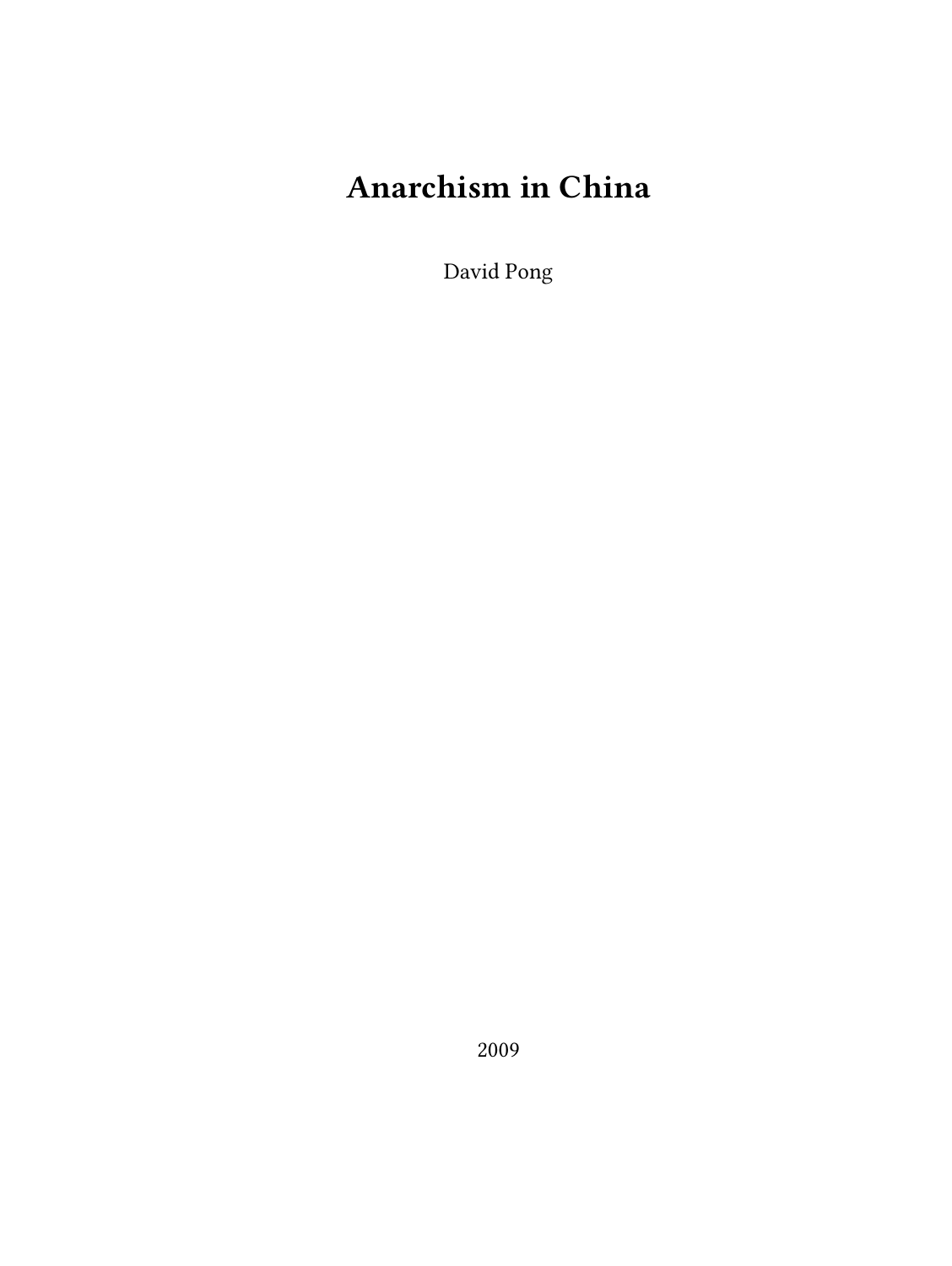# Anarchism in China

David Pong

2009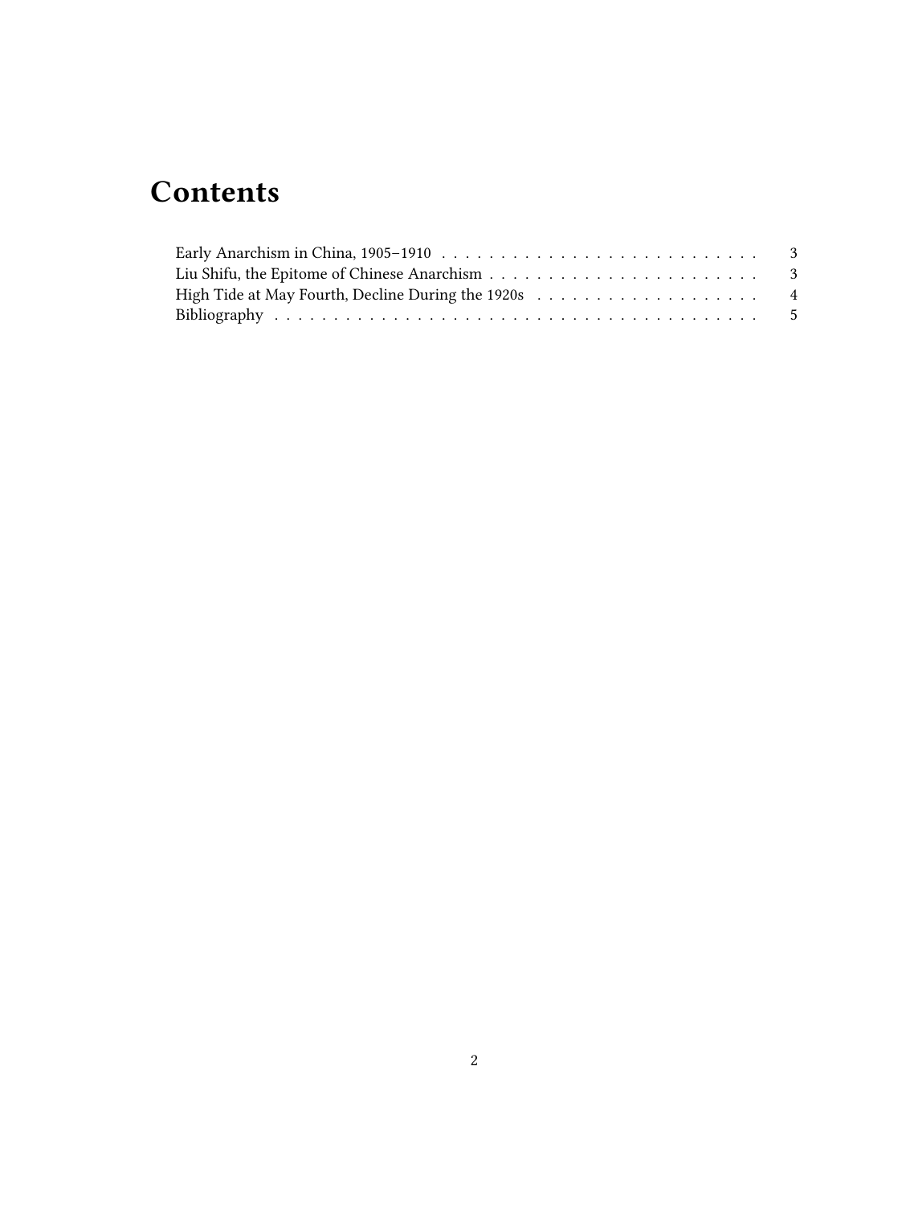# Contents

Early Anarchism in China, 1905–1910 . . . . . . . . . . . . . . . . . . . . . . . . . . . 3
Liu Shifu, the Epitome of Chinese Anarchism . . . . . . . . . . . . . . . . . . . . . . . . 3
High Tide at May Fourth, Decline During the 1920s . . . . . . . . . . . . . . . . . . . . 4
Bibliography . . . . . . . . . . . . . . . . . . . . . . . . . . . . . . . . . . . . . . . . 5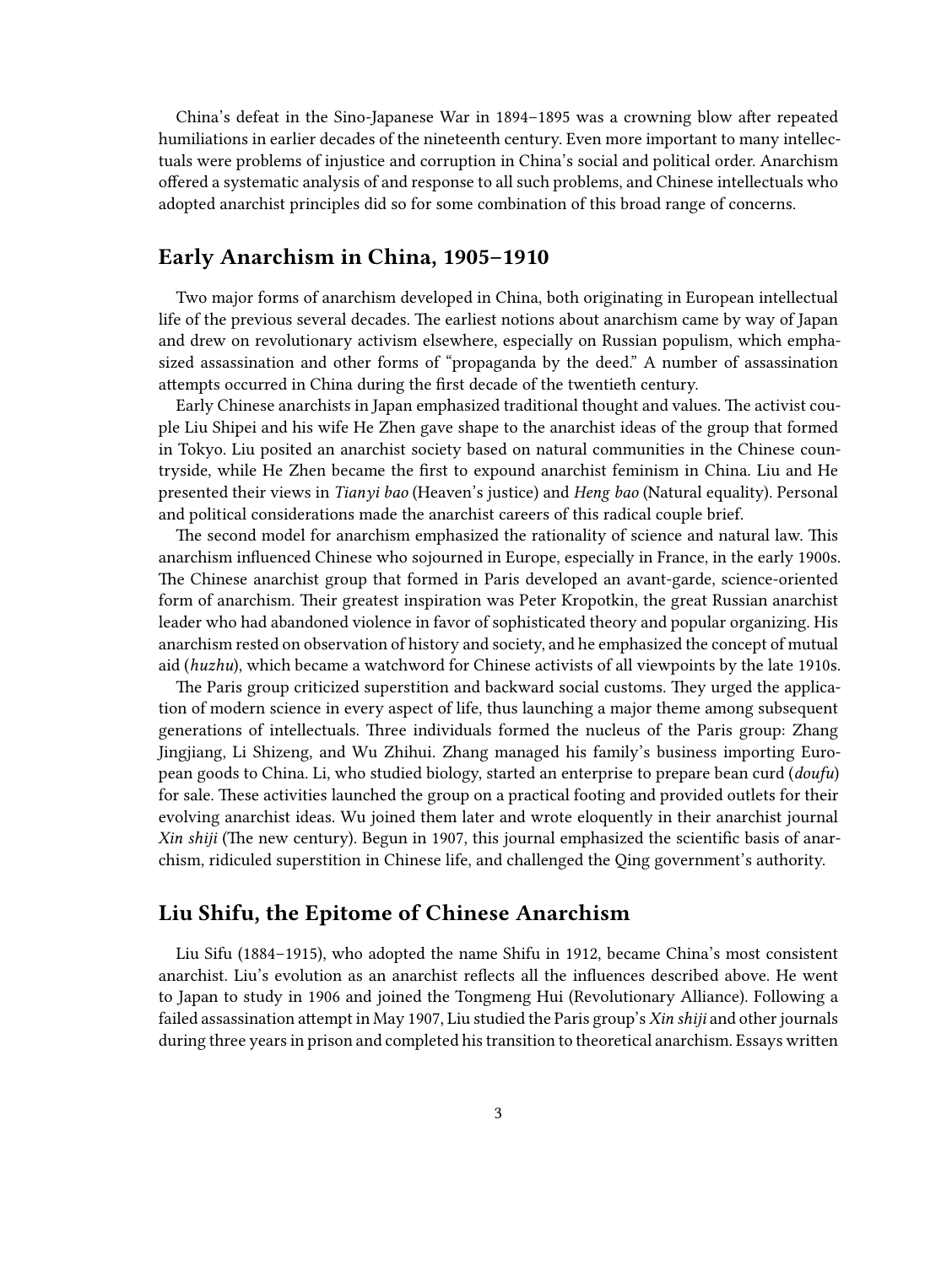China's defeat in the Sino-Japanese War in 1894–1895 was a crowning blow after repeated humiliations in earlier decades of the nineteenth century. Even more important to many intellectuals were problems of injustice and corruption in China's social and political order. Anarchism offered a systematic analysis of and response to all such problems, and Chinese intellectuals who adopted anarchist principles did so for some combination of this broad range of concerns.

## Early Anarchism in China, 1905–1910

Two major forms of anarchism developed in China, both originating in European intellectual life of the previous several decades. The earliest notions about anarchism came by way of Japan and drew on revolutionary activism elsewhere, especially on Russian populism, which emphasized assassination and other forms of "propaganda by the deed." A number of assassination attempts occurred in China during the first decade of the twentieth century.

Early Chinese anarchists in Japan emphasized traditional thought and values. The activist couple Liu Shipei and his wife He Zhen gave shape to the anarchist ideas of the group that formed in Tokyo. Liu posited an anarchist society based on natural communities in the Chinese countryside, while He Zhen became the first to expound anarchist feminism in China. Liu and He presented their views in *Tianyi bao* (Heaven's justice) and *Heng bao* (Natural equality). Personal and political considerations made the anarchist careers of this radical couple brief.

The second model for anarchism emphasized the rationality of science and natural law. This anarchism influenced Chinese who sojourned in Europe, especially in France, in the early 1900s. The Chinese anarchist group that formed in Paris developed an avant-garde, science-oriented form of anarchism. Their greatest inspiration was Peter Kropotkin, the great Russian anarchist leader who had abandoned violence in favor of sophisticated theory and popular organizing. His anarchism rested on observation of history and society, and he emphasized the concept of mutual aid (*huzhu*), which became a watchword for Chinese activists of all viewpoints by the late 1910s.

The Paris group criticized superstition and backward social customs. They urged the application of modern science in every aspect of life, thus launching a major theme among subsequent generations of intellectuals. Three individuals formed the nucleus of the Paris group: Zhang Jingjiang, Li Shizeng, and Wu Zhihui. Zhang managed his family's business importing European goods to China. Li, who studied biology, started an enterprise to prepare bean curd (*doufu*) for sale. These activities launched the group on a practical footing and provided outlets for their evolving anarchist ideas. Wu joined them later and wrote eloquently in their anarchist journal *Xin shiji* (The new century). Begun in 1907, this journal emphasized the scientific basis of anarchism, ridiculed superstition in Chinese life, and challenged the Qing government's authority.

## Liu Shifu, the Epitome of Chinese Anarchism

Liu Sifu (1884–1915), who adopted the name Shifu in 1912, became China's most consistent anarchist. Liu's evolution as an anarchist reflects all the influences described above. He went to Japan to study in 1906 and joined the Tongmeng Hui (Revolutionary Alliance). Following a failed assassination attempt in May 1907, Liu studied the Paris group's *Xin shiji* and other journals during three years in prison and completed his transition to theoretical anarchism. Essays written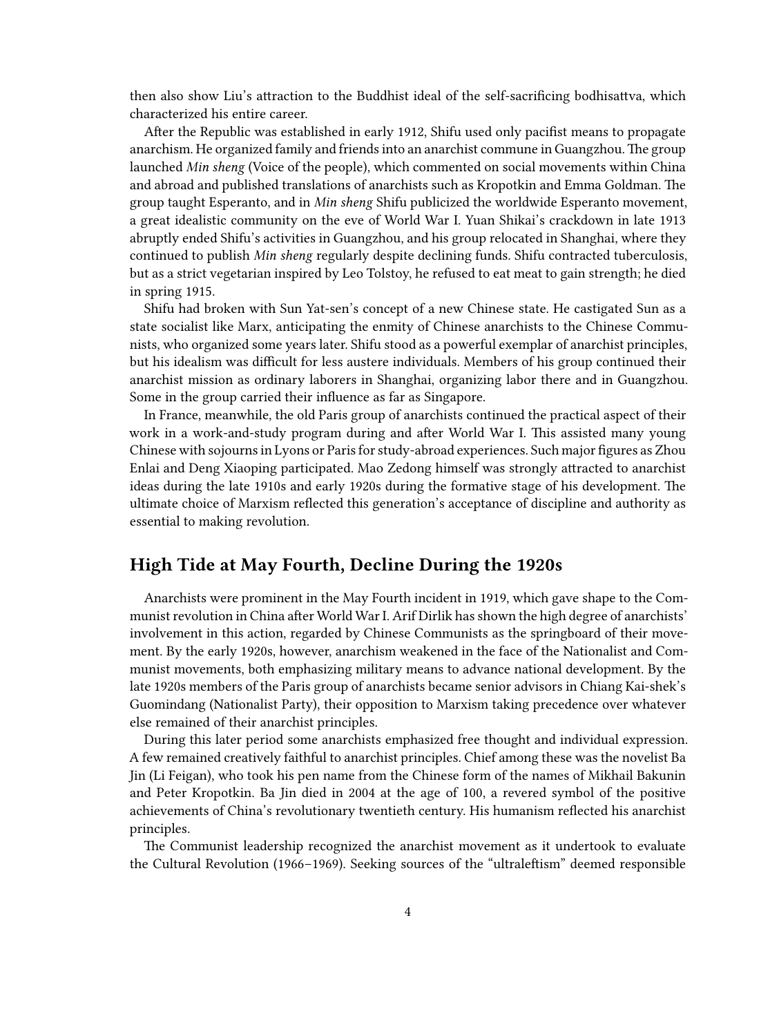then also show Liu's attraction to the Buddhist ideal of the self-sacrificing bodhisattva, which characterized his entire career.

After the Republic was established in early 1912, Shifu used only pacifist means to propagate anarchism. He organized family and friends into an anarchist commune in Guangzhou. The group launched *Min sheng* (Voice of the people), which commented on social movements within China and abroad and published translations of anarchists such as Kropotkin and Emma Goldman. The group taught Esperanto, and in *Min sheng* Shifu publicized the worldwide Esperanto movement, a great idealistic community on the eve of World War I. Yuan Shikai's crackdown in late 1913 abruptly ended Shifu's activities in Guangzhou, and his group relocated in Shanghai, where they continued to publish *Min sheng* regularly despite declining funds. Shifu contracted tuberculosis, but as a strict vegetarian inspired by Leo Tolstoy, he refused to eat meat to gain strength; he died in spring 1915.

Shifu had broken with Sun Yat-sen's concept of a new Chinese state. He castigated Sun as a state socialist like Marx, anticipating the enmity of Chinese anarchists to the Chinese Communists, who organized some years later. Shifu stood as a powerful exemplar of anarchist principles, but his idealism was difficult for less austere individuals. Members of his group continued their anarchist mission as ordinary laborers in Shanghai, organizing labor there and in Guangzhou. Some in the group carried their influence as far as Singapore.

In France, meanwhile, the old Paris group of anarchists continued the practical aspect of their work in a work-and-study program during and after World War I. This assisted many young Chinese with sojourns in Lyons or Paris for study-abroad experiences. Such major figures as Zhou Enlai and Deng Xiaoping participated. Mao Zedong himself was strongly attracted to anarchist ideas during the late 1910s and early 1920s during the formative stage of his development. The ultimate choice of Marxism reflected this generation's acceptance of discipline and authority as essential to making revolution.

## High Tide at May Fourth, Decline During the 1920s

Anarchists were prominent in the May Fourth incident in 1919, which gave shape to the Communist revolution in China after World War I. Arif Dirlik has shown the high degree of anarchists' involvement in this action, regarded by Chinese Communists as the springboard of their movement. By the early 1920s, however, anarchism weakened in the face of the Nationalist and Communist movements, both emphasizing military means to advance national development. By the late 1920s members of the Paris group of anarchists became senior advisors in Chiang Kai-shek's Guomindang (Nationalist Party), their opposition to Marxism taking precedence over whatever else remained of their anarchist principles.

During this later period some anarchists emphasized free thought and individual expression. A few remained creatively faithful to anarchist principles. Chief among these was the novelist Ba Jin (Li Feigan), who took his pen name from the Chinese form of the names of Mikhail Bakunin and Peter Kropotkin. Ba Jin died in 2004 at the age of 100, a revered symbol of the positive achievements of China's revolutionary twentieth century. His humanism reflected his anarchist principles.

The Communist leadership recognized the anarchist movement as it undertook to evaluate the Cultural Revolution (1966–1969). Seeking sources of the "ultraleftism" deemed responsible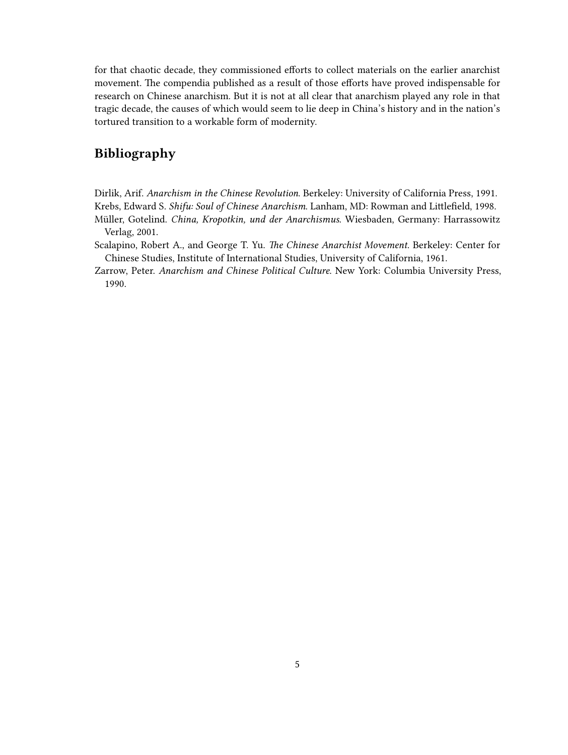for that chaotic decade, they commissioned efforts to collect materials on the earlier anarchist movement. The compendia published as a result of those efforts have proved indispensable for research on Chinese anarchism. But it is not at all clear that anarchism played any role in that tragic decade, the causes of which would seem to lie deep in China's history and in the nation's tortured transition to a workable form of modernity.

## Bibliography

Dirlik, Arif. *Anarchism in the Chinese Revolution*. Berkeley: University of California Press, 1991.

Krebs, Edward S. *Shifu: Soul of Chinese Anarchism*. Lanham, MD: Rowman and Littlefield, 1998.

Müller, Gotelind. *China, Kropotkin, und der Anarchismus*. Wiesbaden, Germany: Harrassowitz Verlag, 2001.

Scalapino, Robert A., and George T. Yu. *The Chinese Anarchist Movement*. Berkeley: Center for Chinese Studies, Institute of International Studies, University of California, 1961.

Zarrow, Peter. *Anarchism and Chinese Political Culture*. New York: Columbia University Press, 1990.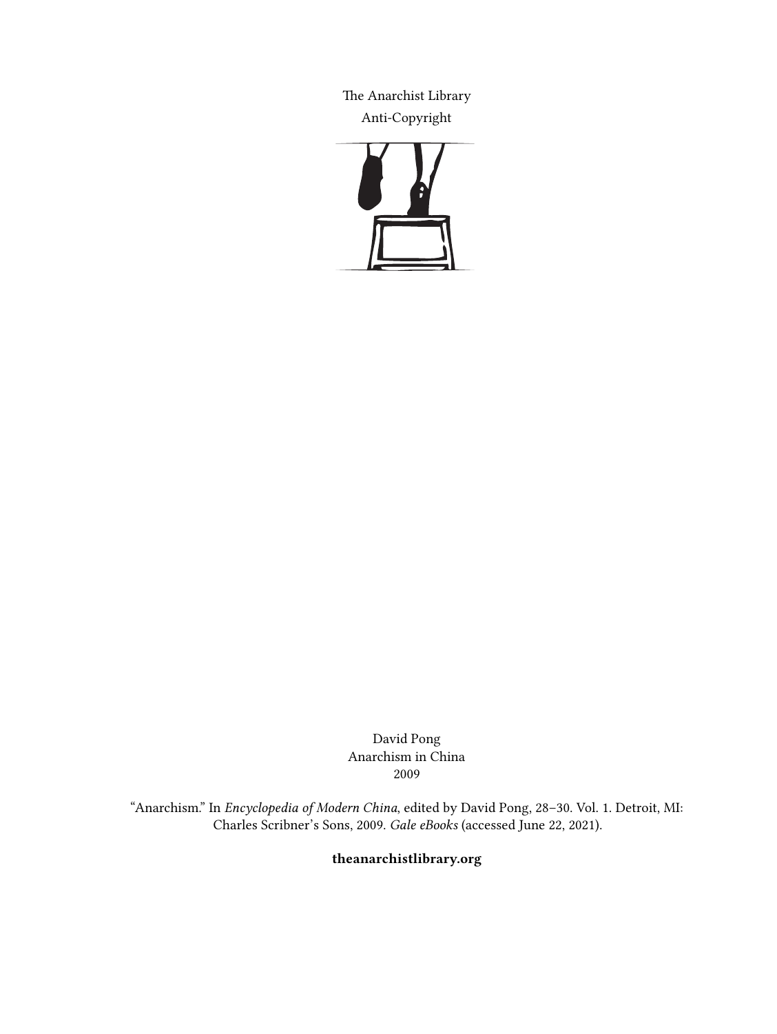The Anarchist Library
Anti-Copyright

David Pong
Anarchism in China
2009

"Anarchism." In *Encyclopedia of Modern China*, edited by David Pong, 28–30. Vol. 1. Detroit, MI: Charles Scribner's Sons, 2009. *Gale eBooks* (accessed June 22, 2021).

**theanarchistlibrary.org**